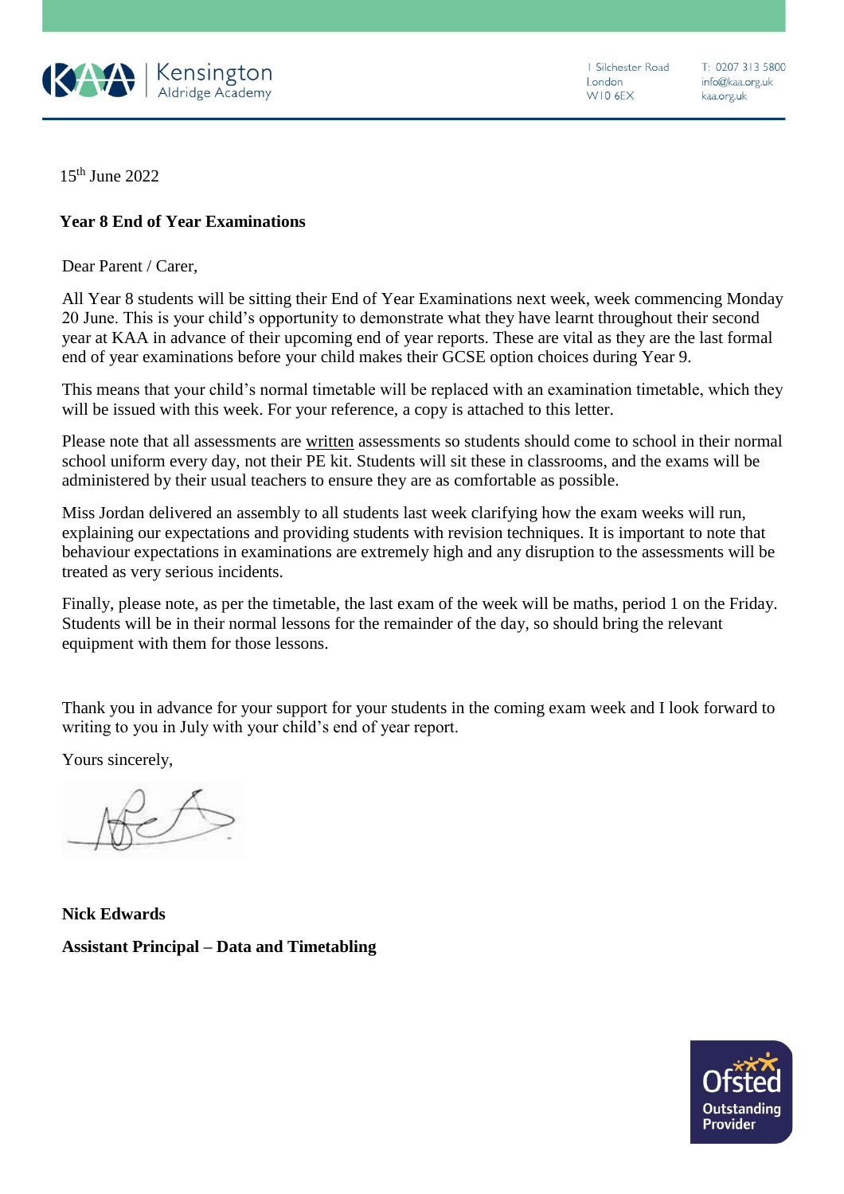Kensington Aldridge Academy

1 Silchester Road
London
W10 6EX

T: 0207 313 5800
info@kaa.org.uk
kaa.org.uk

15th June 2022

**Year 8 End of Year Examinations**

Dear Parent / Carer,

All Year 8 students will be sitting their End of Year Examinations next week, week commencing Monday 20 June. This is your child's opportunity to demonstrate what they have learnt throughout their second year at KAA in advance of their upcoming end of year reports. These are vital as they are the last formal end of year examinations before your child makes their GCSE option choices during Year 9.

This means that your child's normal timetable will be replaced with an examination timetable, which they will be issued with this week. For your reference, a copy is attached to this letter.

Please note that all assessments are <u>written</u> assessments so students should come to school in their normal school uniform every day, not their PE kit. Students will sit these in classrooms, and the exams will be administered by their usual teachers to ensure they are as comfortable as possible.

Miss Jordan delivered an assembly to all students last week clarifying how the exam weeks will run, explaining our expectations and providing students with revision techniques. It is important to note that behaviour expectations in examinations are extremely high and any disruption to the assessments will be treated as very serious incidents.

Finally, please note, as per the timetable, the last exam of the week will be maths, period 1 on the Friday. Students will be in their normal lessons for the remainder of the day, so should bring the relevant equipment with them for those lessons.

Thank you in advance for your support for your students in the coming exam week and I look forward to writing to you in July with your child's end of year report.

Yours sincerely,

**Nick Edwards**

**Assistant Principal – Data and Timetabling**

Ofsted Outstanding Provider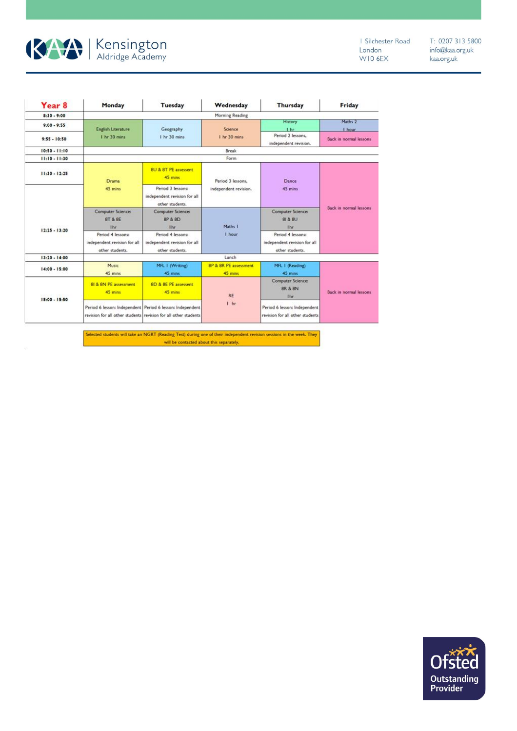| Year 8 | Monday | Tuesday | Wednesday | Thursday | Friday |
|---|---|---|---|---|---|
| 8:30 - 9:00 | Morning Reading | | | | |
| 9:00 - 9:55 | English Literature 1 hr 30 mins | Geography 1 hr 30 mins | Science 1 hr 30 mins | History 1 hr | Maths 2 1 hour |
| 9:55 - 10:50 | | | | Period 2 lessons, independent revision. | Back in normal lessons |
| 10:50 - 11:10 | Break | | | | |
| 11:10 - 11:30 | Form | | | | |
| 11:30 - 12:25 | Drama 45 mins | 8U & 8T PE assessment 45 mins / Period 3 lessons: independent revision for all other students. | Period 3 lessons, independent revision. | Dance 45 mins | Back in normal lessons |
| 12:25 - 13:20 | Computer Science: 8T & 8E 1hr / Period 4 lessons: independent revision for all other students. | Computer Science: 8P & 8D 1hr / Period 4 lessons: independent revision for all other students. | Maths 1 1 hour | Computer Science: 8I & 8U 1hr / Period 4 lessons: independent revision for all other students. | |
| 13:20 - 14:00 | Lunch | | | | |
| 14:00 - 15:00 | Music 45 mins | MFL 1 (Writing) 45 mins | 8P & 8R PE assessment 45 mins | MFL 1 (Reading) 45 mins | Back in normal lessons |
| 15:00 - 15:50 | 8I & 8N PE assessment 45 mins / Period 6 lesson: Independent revision for all other students | 8D & 8E PE assessment 45 mins / Period 6 lesson: Independent revision for all other students | RE 1 hr | Computer Science: 8R & 8N 1hr / Period 6 lesson: Independent revision for all other students | |

Selected students will take an NGRT (Reading Test) during one of their independent revision sessions in the week. They will be contacted about this separately.